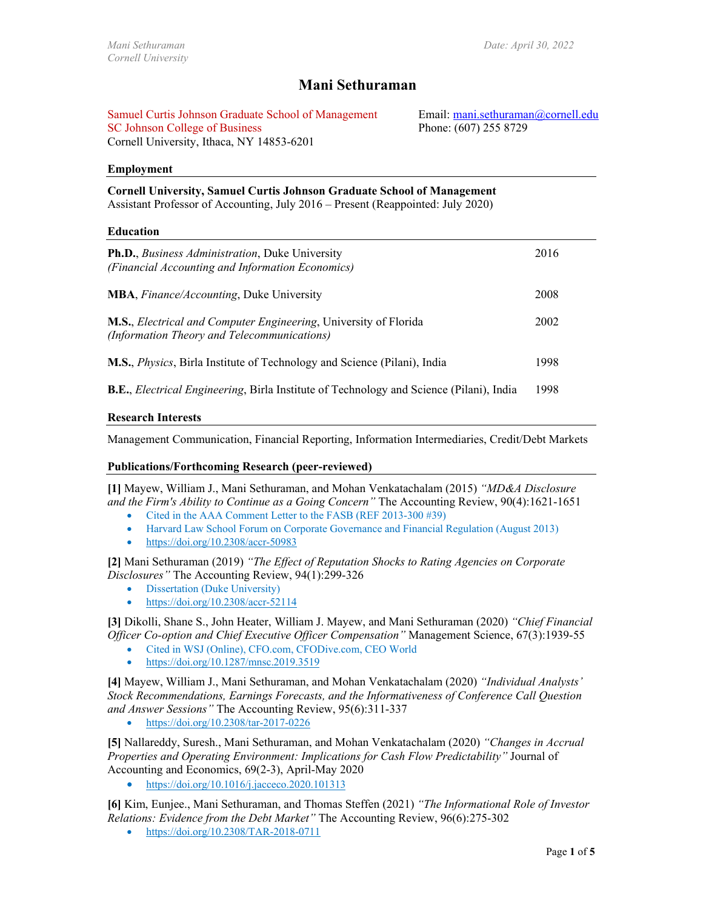# Mani Sethuraman

Samuel Curtis Johnson Graduate School of Management
SC Johnson College of Business
Cornell University, Ithaca, NY 14853-6201

Email: mani.sethuraman@cornell.edu
Phone: (607) 255 8729

## Employment

**Cornell University, Samuel Curtis Johnson Graduate School of Management**
Assistant Professor of Accounting, July 2016 – Present (Reappointed: July 2020)

## Education

**Ph.D.**, *Business Administration*, Duke University — 2016
*(Financial Accounting and Information Economics)*

**MBA**, *Finance/Accounting*, Duke University — 2008

**M.S.**, *Electrical and Computer Engineering*, University of Florida — 2002
*(Information Theory and Telecommunications)*

**M.S.**, *Physics*, Birla Institute of Technology and Science (Pilani), India — 1998

**B.E.**, *Electrical Engineering*, Birla Institute of Technology and Science (Pilani), India — 1998

## Research Interests

Management Communication, Financial Reporting, Information Intermediaries, Credit/Debt Markets

## Publications/Forthcoming Research (peer-reviewed)

**[1]** Mayew, William J., Mani Sethuraman, and Mohan Venkatachalam (2015) *"MD&A Disclosure and the Firm's Ability to Continue as a Going Concern"* The Accounting Review, 90(4):1621-1651

- Cited in the AAA Comment Letter to the FASB (REF 2013-300 #39)
- Harvard Law School Forum on Corporate Governance and Financial Regulation (August 2013)
- https://doi.org/10.2308/accr-50983

**[2]** Mani Sethuraman (2019) *"The Effect of Reputation Shocks to Rating Agencies on Corporate Disclosures"* The Accounting Review, 94(1):299-326

- Dissertation (Duke University)
- https://doi.org/10.2308/accr-52114

**[3]** Dikolli, Shane S., John Heater, William J. Mayew, and Mani Sethuraman (2020) *"Chief Financial Officer Co-option and Chief Executive Officer Compensation"* Management Science, 67(3):1939-55

- Cited in WSJ (Online), CFO.com, CFODive.com, CEO World
- https://doi.org/10.1287/mnsc.2019.3519

**[4]** Mayew, William J., Mani Sethuraman, and Mohan Venkatachalam (2020) *"Individual Analysts' Stock Recommendations, Earnings Forecasts, and the Informativeness of Conference Call Question and Answer Sessions"* The Accounting Review, 95(6):311-337

- https://doi.org/10.2308/tar-2017-0226

**[5]** Nallareddy, Suresh., Mani Sethuraman, and Mohan Venkatachalam (2020) *"Changes in Accrual Properties and Operating Environment: Implications for Cash Flow Predictability"* Journal of Accounting and Economics, 69(2-3), April-May 2020

- https://doi.org/10.1016/j.jacceco.2020.101313

**[6]** Kim, Eunjee., Mani Sethuraman, and Thomas Steffen (2021) *"The Informational Role of Investor Relations: Evidence from the Debt Market"* The Accounting Review, 96(6):275-302

- https://doi.org/10.2308/TAR-2018-0711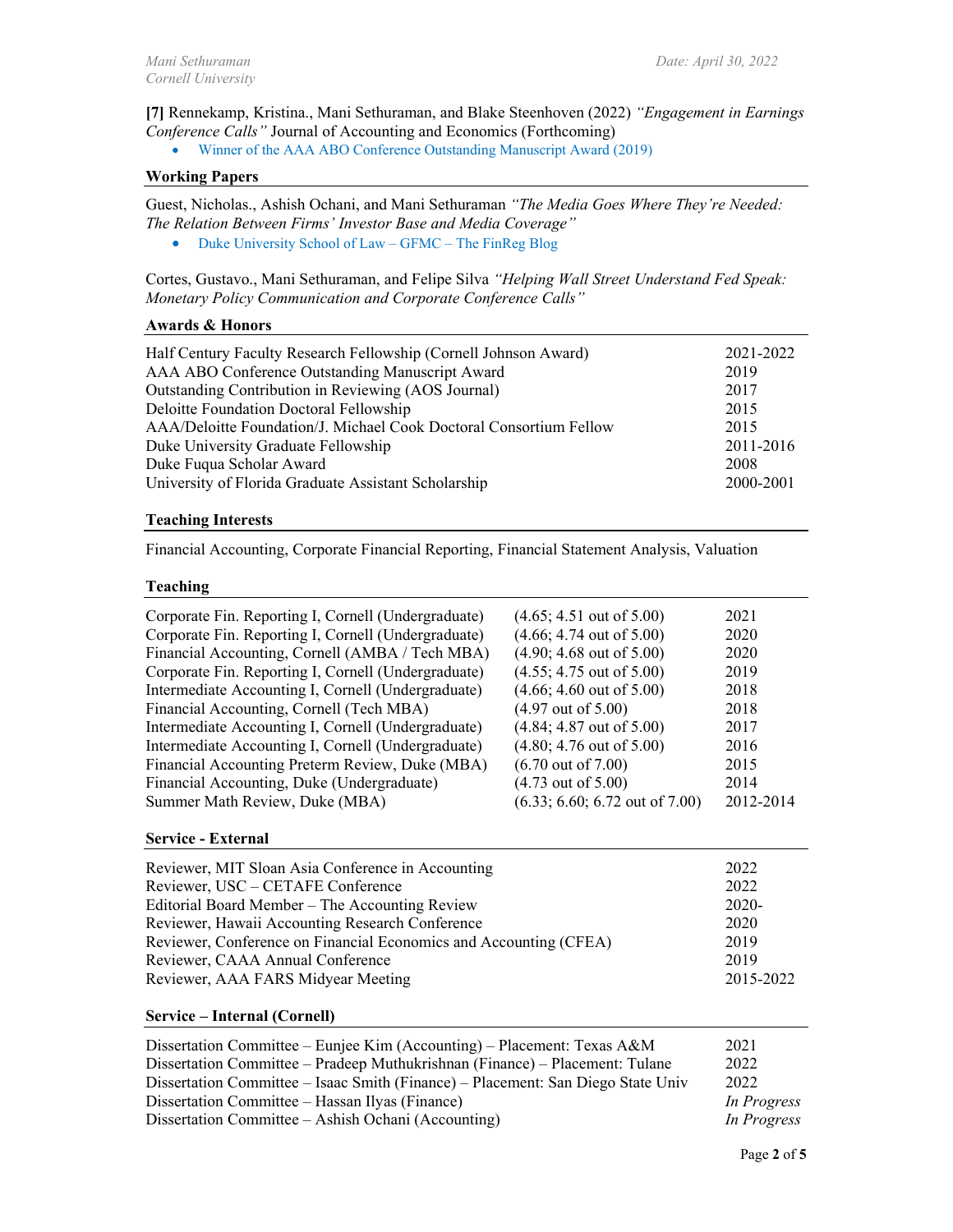**[7]** Rennekamp, Kristina., Mani Sethuraman, and Blake Steenhoven (2022) *"Engagement in Earnings Conference Calls"* Journal of Accounting and Economics (Forthcoming)

- Winner of the AAA ABO Conference Outstanding Manuscript Award (2019)

### Working Papers

Guest, Nicholas., Ashish Ochani, and Mani Sethuraman *"The Media Goes Where They're Needed: The Relation Between Firms' Investor Base and Media Coverage"*

- Duke University School of Law – GFMC – The FinReg Blog

Cortes, Gustavo., Mani Sethuraman, and Felipe Silva *"Helping Wall Street Understand Fed Speak: Monetary Policy Communication and Corporate Conference Calls"*

### Awards & Honors

| | |
|---|---|
| Half Century Faculty Research Fellowship (Cornell Johnson Award) | 2021-2022 |
| AAA ABO Conference Outstanding Manuscript Award | 2019 |
| Outstanding Contribution in Reviewing (AOS Journal) | 2017 |
| Deloitte Foundation Doctoral Fellowship | 2015 |
| AAA/Deloitte Foundation/J. Michael Cook Doctoral Consortium Fellow | 2015 |
| Duke University Graduate Fellowship | 2011-2016 |
| Duke Fuqua Scholar Award | 2008 |
| University of Florida Graduate Assistant Scholarship | 2000-2001 |

### Teaching Interests

Financial Accounting, Corporate Financial Reporting, Financial Statement Analysis, Valuation

### Teaching

| | | |
|---|---|---|
| Corporate Fin. Reporting I, Cornell (Undergraduate) | (4.65; 4.51 out of 5.00) | 2021 |
| Corporate Fin. Reporting I, Cornell (Undergraduate) | (4.66; 4.74 out of 5.00) | 2020 |
| Financial Accounting, Cornell (AMBA / Tech MBA) | (4.90; 4.68 out of 5.00) | 2020 |
| Corporate Fin. Reporting I, Cornell (Undergraduate) | (4.55; 4.75 out of 5.00) | 2019 |
| Intermediate Accounting I, Cornell (Undergraduate) | (4.66; 4.60 out of 5.00) | 2018 |
| Financial Accounting, Cornell (Tech MBA) | (4.97 out of 5.00) | 2018 |
| Intermediate Accounting I, Cornell (Undergraduate) | (4.84; 4.87 out of 5.00) | 2017 |
| Intermediate Accounting I, Cornell (Undergraduate) | (4.80; 4.76 out of 5.00) | 2016 |
| Financial Accounting Preterm Review, Duke (MBA) | (6.70 out of 7.00) | 2015 |
| Financial Accounting, Duke (Undergraduate) | (4.73 out of 5.00) | 2014 |
| Summer Math Review, Duke (MBA) | (6.33; 6.60; 6.72 out of 7.00) | 2012-2014 |

### Service - External

| | |
|---|---|
| Reviewer, MIT Sloan Asia Conference in Accounting | 2022 |
| Reviewer, USC – CETAFE Conference | 2022 |
| Editorial Board Member – The Accounting Review | 2020- |
| Reviewer, Hawaii Accounting Research Conference | 2020 |
| Reviewer, Conference on Financial Economics and Accounting (CFEA) | 2019 |
| Reviewer, CAAA Annual Conference | 2019 |
| Reviewer, AAA FARS Midyear Meeting | 2015-2022 |

### Service – Internal (Cornell)

| | |
|---|---|
| Dissertation Committee – Eunjee Kim (Accounting) – Placement: Texas A&M | 2021 |
| Dissertation Committee – Pradeep Muthukrishnan (Finance) – Placement: Tulane | 2022 |
| Dissertation Committee – Isaac Smith (Finance) – Placement: San Diego State Univ | 2022 |
| Dissertation Committee – Hassan Ilyas (Finance) | *In Progress* |
| Dissertation Committee – Ashish Ochani (Accounting) | *In Progress* |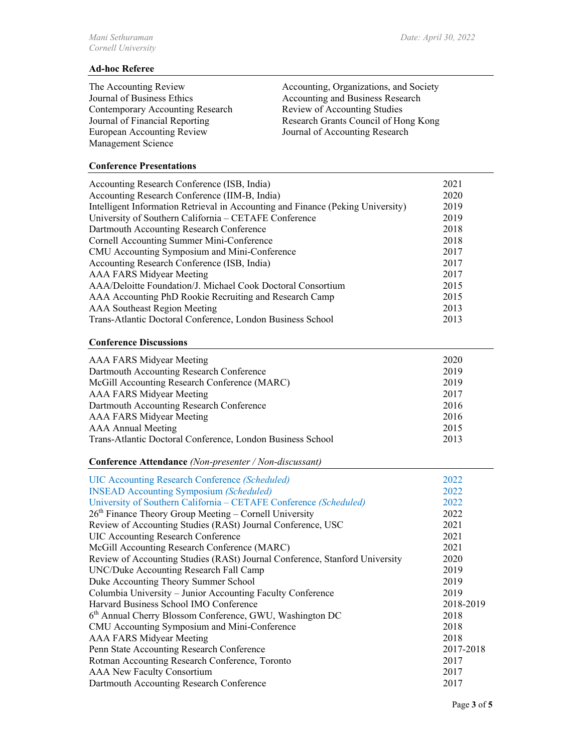### Ad-hoc Referee

- The Accounting Review
- Journal of Business Ethics
- Contemporary Accounting Research
- Journal of Financial Reporting
- European Accounting Review
- Management Science
- Accounting, Organizations, and Society
- Accounting and Business Research
- Review of Accounting Studies
- Research Grants Council of Hong Kong
- Journal of Accounting Research

### Conference Presentations

| | |
|---|---|
| Accounting Research Conference (ISB, India) | 2021 |
| Accounting Research Conference (IIM-B, India) | 2020 |
| Intelligent Information Retrieval in Accounting and Finance (Peking University) | 2019 |
| University of Southern California – CETAFE Conference | 2019 |
| Dartmouth Accounting Research Conference | 2018 |
| Cornell Accounting Summer Mini-Conference | 2018 |
| CMU Accounting Symposium and Mini-Conference | 2017 |
| Accounting Research Conference (ISB, India) | 2017 |
| AAA FARS Midyear Meeting | 2017 |
| AAA/Deloitte Foundation/J. Michael Cook Doctoral Consortium | 2015 |
| AAA Accounting PhD Rookie Recruiting and Research Camp | 2015 |
| AAA Southeast Region Meeting | 2013 |
| Trans-Atlantic Doctoral Conference, London Business School | 2013 |

### Conference Discussions

| | |
|---|---|
| AAA FARS Midyear Meeting | 2020 |
| Dartmouth Accounting Research Conference | 2019 |
| McGill Accounting Research Conference (MARC) | 2019 |
| AAA FARS Midyear Meeting | 2017 |
| Dartmouth Accounting Research Conference | 2016 |
| AAA FARS Midyear Meeting | 2016 |
| AAA Annual Meeting | 2015 |
| Trans-Atlantic Doctoral Conference, London Business School | 2013 |

### Conference Attendance *(Non-presenter / Non-discussant)*

| | |
|---|---|
| UIC Accounting Research Conference *(Scheduled)* | 2022 |
| INSEAD Accounting Symposium *(Scheduled)* | 2022 |
| University of Southern California – CETAFE Conference *(Scheduled)* | 2022 |
| 26th Finance Theory Group Meeting – Cornell University | 2022 |
| Review of Accounting Studies (RASt) Journal Conference, USC | 2021 |
| UIC Accounting Research Conference | 2021 |
| McGill Accounting Research Conference (MARC) | 2021 |
| Review of Accounting Studies (RASt) Journal Conference, Stanford University | 2020 |
| UNC/Duke Accounting Research Fall Camp | 2019 |
| Duke Accounting Theory Summer School | 2019 |
| Columbia University – Junior Accounting Faculty Conference | 2019 |
| Harvard Business School IMO Conference | 2018-2019 |
| 6th Annual Cherry Blossom Conference, GWU, Washington DC | 2018 |
| CMU Accounting Symposium and Mini-Conference | 2018 |
| AAA FARS Midyear Meeting | 2018 |
| Penn State Accounting Research Conference | 2017-2018 |
| Rotman Accounting Research Conference, Toronto | 2017 |
| AAA New Faculty Consortium | 2017 |
| Dartmouth Accounting Research Conference | 2017 |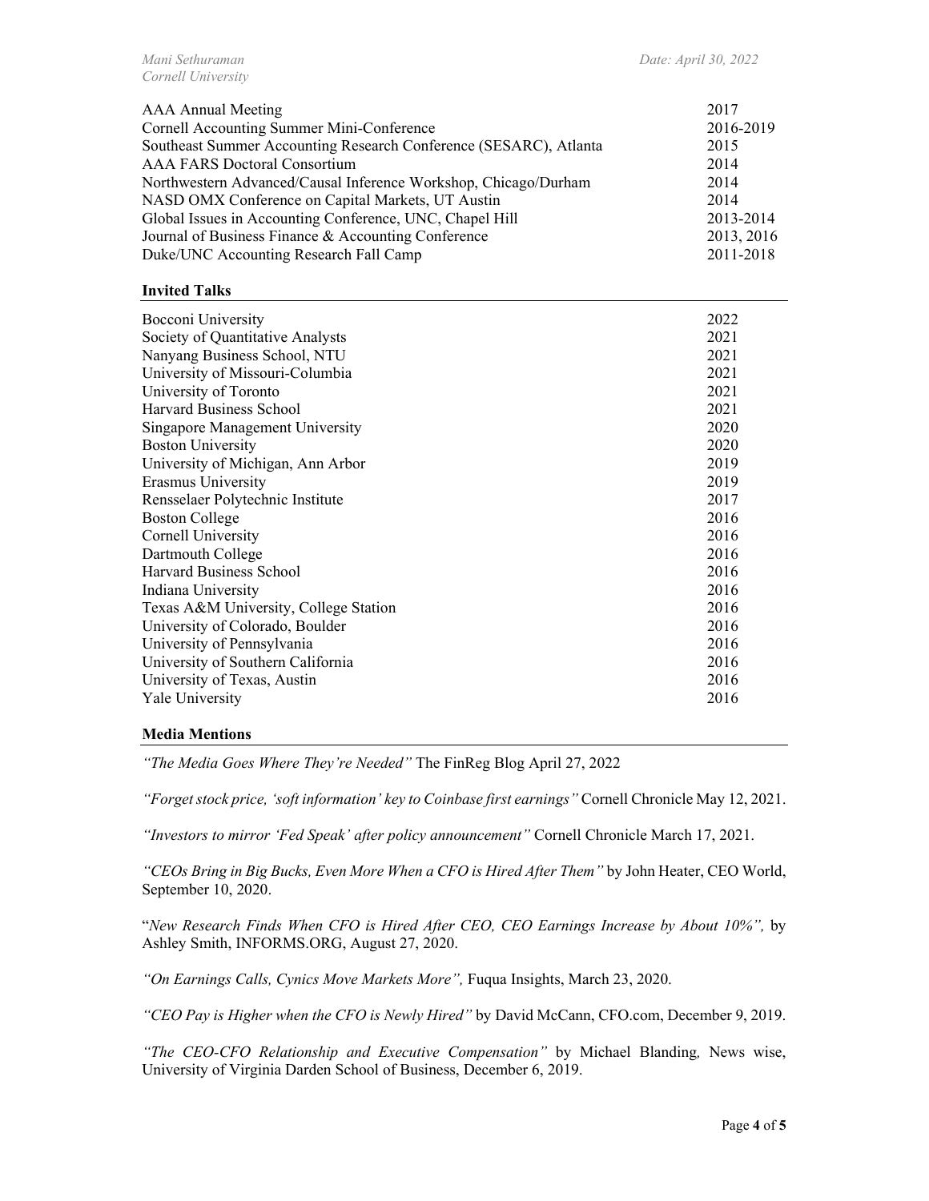| | |
|---|---|
| AAA Annual Meeting | 2017 |
| Cornell Accounting Summer Mini-Conference | 2016-2019 |
| Southeast Summer Accounting Research Conference (SESARC), Atlanta | 2015 |
| AAA FARS Doctoral Consortium | 2014 |
| Northwestern Advanced/Causal Inference Workshop, Chicago/Durham | 2014 |
| NASD OMX Conference on Capital Markets, UT Austin | 2014 |
| Global Issues in Accounting Conference, UNC, Chapel Hill | 2013-2014 |
| Journal of Business Finance & Accounting Conference | 2013, 2016 |
| Duke/UNC Accounting Research Fall Camp | 2011-2018 |

## Invited Talks

| | |
|---|---|
| Bocconi University | 2022 |
| Society of Quantitative Analysts | 2021 |
| Nanyang Business School, NTU | 2021 |
| University of Missouri-Columbia | 2021 |
| University of Toronto | 2021 |
| Harvard Business School | 2021 |
| Singapore Management University | 2020 |
| Boston University | 2020 |
| University of Michigan, Ann Arbor | 2019 |
| Erasmus University | 2019 |
| Rensselaer Polytechnic Institute | 2017 |
| Boston College | 2016 |
| Cornell University | 2016 |
| Dartmouth College | 2016 |
| Harvard Business School | 2016 |
| Indiana University | 2016 |
| Texas A&M University, College Station | 2016 |
| University of Colorado, Boulder | 2016 |
| University of Pennsylvania | 2016 |
| University of Southern California | 2016 |
| University of Texas, Austin | 2016 |
| Yale University | 2016 |

## Media Mentions

*"The Media Goes Where They're Needed"* The FinReg Blog April 27, 2022

*"Forget stock price, 'soft information' key to Coinbase first earnings"* Cornell Chronicle May 12, 2021.

*"Investors to mirror 'Fed Speak' after policy announcement"* Cornell Chronicle March 17, 2021.

*"CEOs Bring in Big Bucks, Even More When a CFO is Hired After Them"* by John Heater, CEO World, September 10, 2020.

"*New Research Finds When CFO is Hired After CEO, CEO Earnings Increase by About 10%",* by Ashley Smith, INFORMS.ORG, August 27, 2020.

*"On Earnings Calls, Cynics Move Markets More",* Fuqua Insights, March 23, 2020.

*"CEO Pay is Higher when the CFO is Newly Hired"* by David McCann, CFO.com, December 9, 2019.

*"The CEO-CFO Relationship and Executive Compensation"* by Michael Blanding*,* News wise, University of Virginia Darden School of Business, December 6, 2019.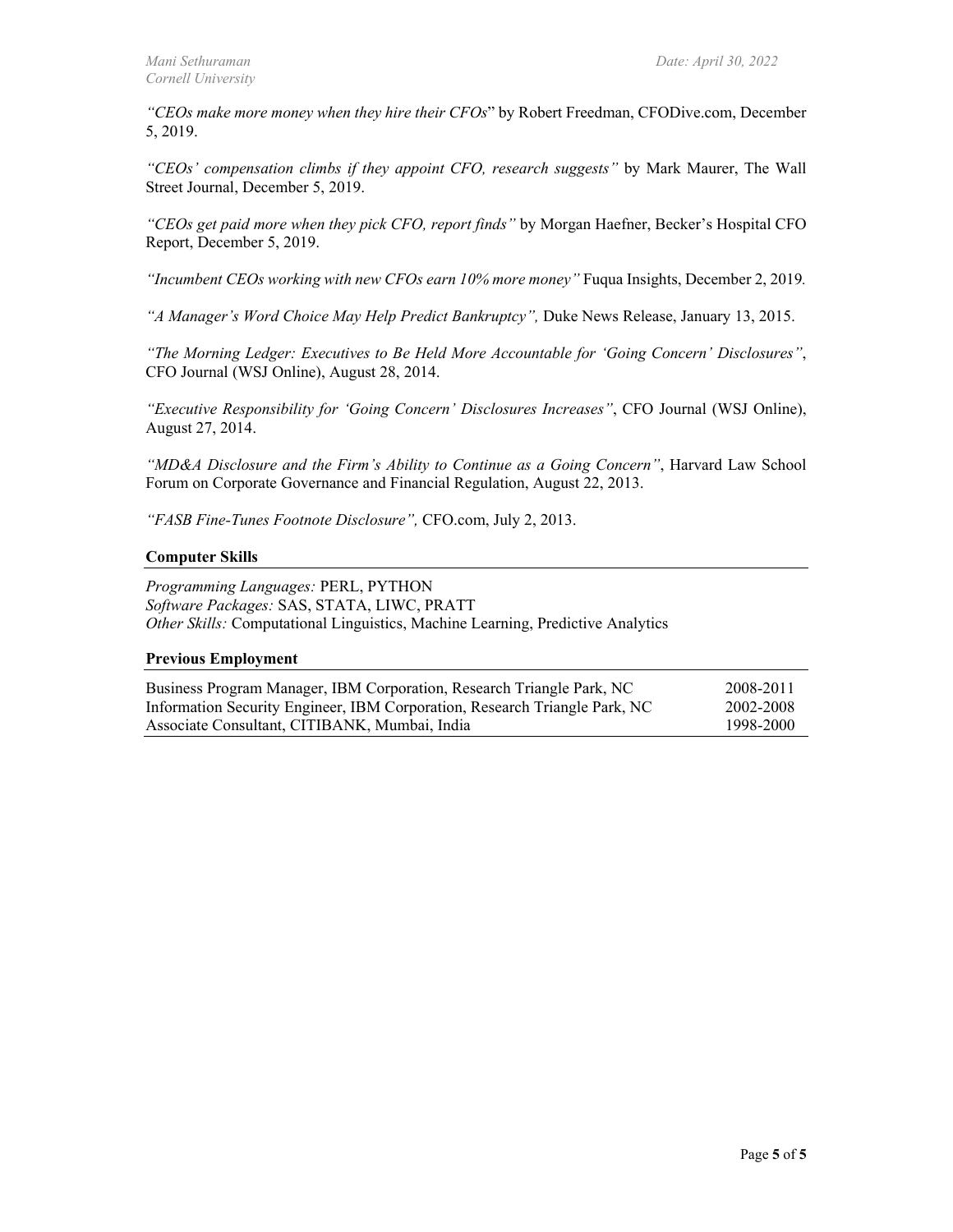*"CEOs make more money when they hire their CFOs*" by Robert Freedman, CFODive.com, December 5, 2019.

*"CEOs' compensation climbs if they appoint CFO, research suggests"* by Mark Maurer, The Wall Street Journal, December 5, 2019.

*"CEOs get paid more when they pick CFO, report finds"* by Morgan Haefner, Becker's Hospital CFO Report, December 5, 2019.

*"Incumbent CEOs working with new CFOs earn 10% more money"* Fuqua Insights, December 2, 2019.

*"A Manager's Word Choice May Help Predict Bankruptcy",* Duke News Release, January 13, 2015.

*"The Morning Ledger: Executives to Be Held More Accountable for 'Going Concern' Disclosures"*, CFO Journal (WSJ Online), August 28, 2014.

*"Executive Responsibility for 'Going Concern' Disclosures Increases"*, CFO Journal (WSJ Online), August 27, 2014.

*"MD&A Disclosure and the Firm's Ability to Continue as a Going Concern"*, Harvard Law School Forum on Corporate Governance and Financial Regulation, August 22, 2013.

*"FASB Fine-Tunes Footnote Disclosure",* CFO.com, July 2, 2013.

**Computer Skills**

*Programming Languages:* PERL, PYTHON
*Software Packages:* SAS, STATA, LIWC, PRATT
*Other Skills:* Computational Linguistics, Machine Learning, Predictive Analytics

**Previous Employment**

| | |
|---|---|
| Business Program Manager, IBM Corporation, Research Triangle Park, NC | 2008-2011 |
| Information Security Engineer, IBM Corporation, Research Triangle Park, NC | 2002-2008 |
| Associate Consultant, CITIBANK, Mumbai, India | 1998-2000 |